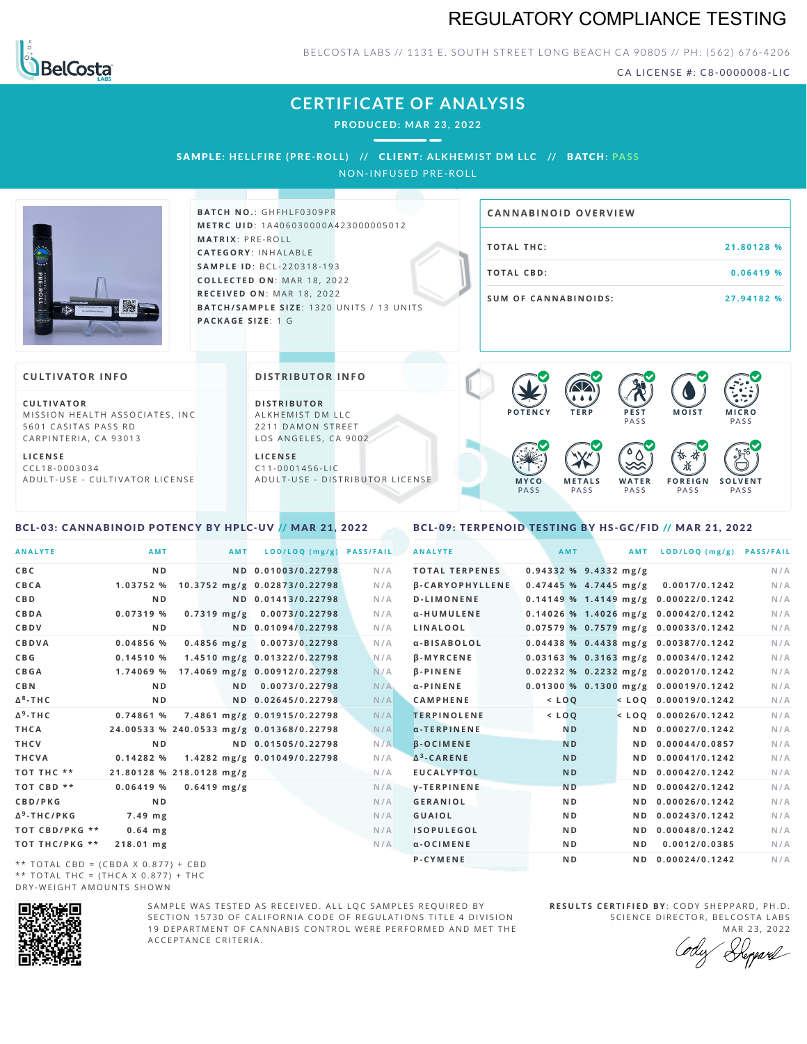# REGULATORY COMPLIANCE TESTING

BELCOSTA LABS // 1131 E. SOUTH STREET LONG BEACH CA 90805 // PH: (562) 676-4206

CA LICENSE #: C8-0000008-LIC

## CERTIFICATE OF ANALYSIS

PRODUCED: MAR 23, 2022

SAMPLE: HELLFIRE (PRE-ROLL) // CLIENT: ALKHEMIST DM LLC // BATCH: PASS

NON-INFUSED PRE-ROLL

**BATCH NO.**: GHFHLF0309PR
**METRC UID**: 1A4060300004A23000005012
**MATRIX**: PRE-ROLL
**CATEGORY**: INHALABLE
**SAMPLE ID**: BCL-220318-193
**COLLECTED ON**: MAR 18, 2022
**RECEIVED ON**: MAR 18, 2022
**BATCH/SAMPLE SIZE**: 1320 UNITS / 13 UNITS
**PACKAGE SIZE**: 1 G

### CANNABINOID OVERVIEW

| | |
|---|---|
| TOTAL THC: | 21.80128 % |
| TOTAL CBD: | 0.06419 % |
| SUM OF CANNABINOIDS: | 27.94182 % |

### CULTIVATOR INFO

**CULTIVATOR**
MISSION HEALTH ASSOCIATES, INC
5601 CASITAS PASS RD
CARPINTERIA, CA 93013

**LICENSE**
CCL18-0003034
ADULT-USE - CULTIVATOR LICENSE

### DISTRIBUTOR INFO

**DISTRIBUTOR**
ALKHEMIST DM LLC
2211 DAMON STREET
LOS ANGELES, CA 9002

**LICENSE**
C11-0001456-LIC
ADULT-USE - DISTRIBUTOR LICENSE

POTENCY | TERP | PEST PASS | MOIST | MICRO PASS | MYCO PASS | METALS PASS | WATER PASS | FOREIGN PASS | SOLVENT PASS

### BCL-03: CANNABINOID POTENCY BY HPLC-UV // MAR 21, 2022

| ANALYTE | AMT | AMT | LOD/LOQ (mg/g) | PASS/FAIL |
|---|---|---|---|---|
| CBC | ND | ND | 0.01003/0.22798 | N/A |
| CBCA | 1.03752 % | 10.3752 mg/g | 0.02873/0.22798 | N/A |
| CBD | ND | ND | 0.01413/0.22798 | N/A |
| CBDA | 0.07319 % | 0.7319 mg/g | 0.0073/0.22798 | N/A |
| CBDV | ND | ND | 0.01094/0.22798 | N/A |
| CBDVA | 0.04856 % | 0.4856 mg/g | 0.0073/0.22798 | N/A |
| CBG | 0.14510 % | 1.4510 mg/g | 0.01322/0.22798 | N/A |
| CBGA | 1.74069 % | 17.4069 mg/g | 0.00912/0.22798 | N/A |
| CBN | ND | ND | 0.0073/0.22798 | N/A |
| Δ8-THC | ND | ND | 0.02645/0.22798 | N/A |
| Δ9-THC | 0.74861 % | 7.4861 mg/g | 0.01915/0.22798 | N/A |
| THCA | 24.00533 % | 240.0533 mg/g | 0.01368/0.22798 | N/A |
| THCV | ND | ND | 0.01505/0.22798 | N/A |
| THCVA | 0.14282 % | 1.4282 mg/g | 0.01049/0.22798 | N/A |
| TOT THC ** | 21.80128 % | 218.0128 mg/g | | N/A |
| TOT CBD ** | 0.06419 % | 0.6419 mg/g | | N/A |
| CBD/PKG | ND | | | N/A |
| Δ9-THC/PKG | 7.49 mg | | | N/A |
| TOT CBD/PKG ** | 0.64 mg | | | N/A |
| TOT THC/PKG ** | 218.01 mg | | | N/A |

** TOTAL CBD = (CBDA X 0.877) + CBD
** TOTAL THC = (THCA X 0.877) + THC
DRY-WEIGHT AMOUNTS SHOWN

### BCL-09: TERPENOID TESTING BY HS-GC/FID // MAR 21, 2022

| ANALYTE | AMT | AMT | LOD/LOQ (mg/g) | PASS/FAIL |
|---|---|---|---|---|
| TOTAL TERPENES | 0.94332 % | 9.4332 mg/g | | N/A |
| β-CARYOPHYLLENE | 0.47445 % | 4.7445 mg/g | 0.0017/0.1242 | N/A |
| D-LIMONENE | 0.14149 % | 1.4149 mg/g | 0.00022/0.1242 | N/A |
| α-HUMULENE | 0.14026 % | 1.4026 mg/g | 0.00042/0.1242 | N/A |
| LINALOOL | 0.07579 % | 0.7579 mg/g | 0.00033/0.1242 | N/A |
| α-BISABOLOL | 0.04438 % | 0.4438 mg/g | 0.00387/0.1242 | N/A |
| β-MYRCENE | 0.03163 % | 0.3163 mg/g | 0.00034/0.1242 | N/A |
| β-PINENE | 0.02232 % | 0.2232 mg/g | 0.00201/0.1242 | N/A |
| α-PINENE | 0.01300 % | 0.1300 mg/g | 0.00019/0.1242 | N/A |
| CAMPHENE | < LOQ | < LOQ | 0.00019/0.1242 | N/A |
| TERPINOLENE | < LOQ | < LOQ | 0.00026/0.1242 | N/A |
| α-TERPINENE | ND | ND | 0.00027/0.1242 | N/A |
| β-OCIMENE | ND | ND | 0.00044/0.0857 | N/A |
| Δ3-CARENE | ND | ND | 0.00041/0.1242 | N/A |
| EUCALYPTOL | ND | ND | 0.00042/0.1242 | N/A |
| γ-TERPINENE | ND | ND | 0.00042/0.1242 | N/A |
| GERANIOL | ND | ND | 0.00026/0.1242 | N/A |
| GUAIOL | ND | ND | 0.00243/0.1242 | N/A |
| ISOPULEGOL | ND | ND | 0.00048/0.1242 | N/A |
| α-OCIMENE | ND | ND | 0.0012/0.0385 | N/A |
| P-CYMENE | ND | ND | 0.00024/0.1242 | N/A |

SAMPLE WAS TESTED AS RECEIVED. ALL LQC SAMPLES REQUIRED BY SECTION 15730 OF CALIFORNIA CODE OF REGULATIONS TITLE 4 DIVISION 19 DEPARTMENT OF CANNABIS CONTROL WERE PERFORMED AND MET THE ACCEPTANCE CRITERIA.

**RESULTS CERTIFIED BY**: CODY SHEPPARD, PH.D.
SCIENCE DIRECTOR, BELCOSTA LABS
MAR 23, 2022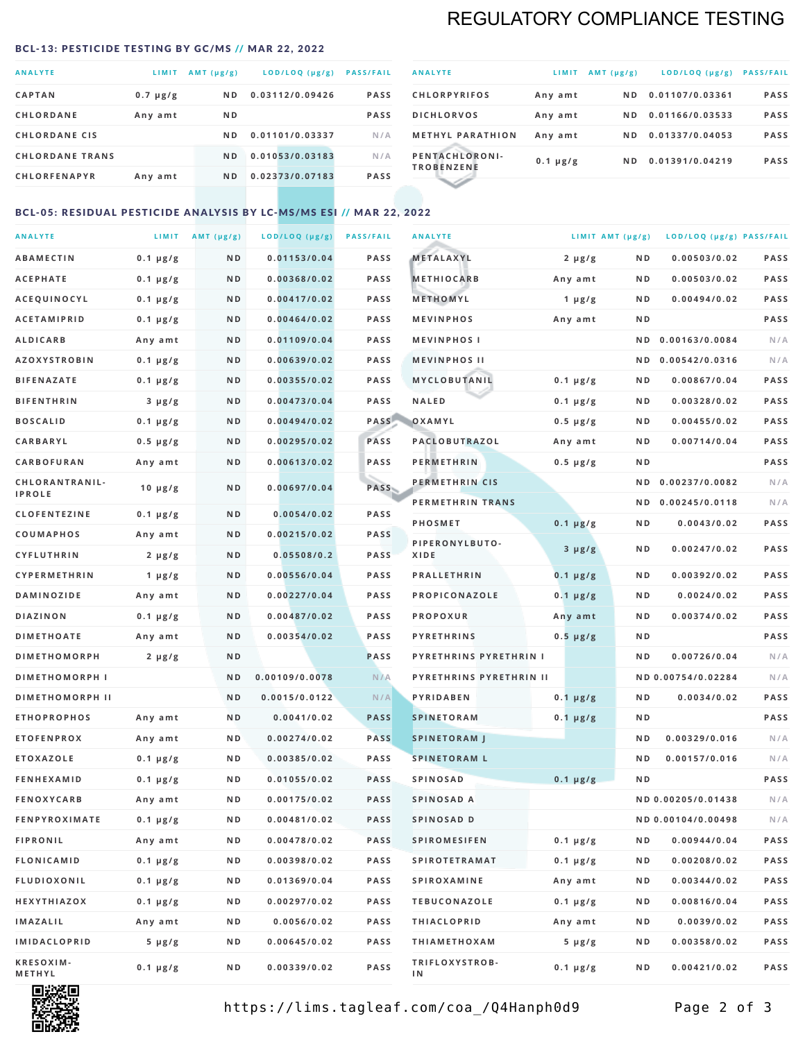## REGULATORY COMPLIANCE TESTING

### BCL-13: PESTICIDE TESTING BY GC/MS // MAR 22, 2022

| ANALYTE | LIMIT | AMT (µg/g) | LOD/LOQ (µg/g) | PASS/FAIL |
|---|---|---|---|---|
| CAPTAN | 0.7 µg/g | ND | 0.03112/0.09426 | PASS |
| CHLORDANE | Any amt | ND | | PASS |
| CHLORDANE CIS | | ND | 0.01101/0.03337 | N/A |
| CHLORDANE TRANS | | ND | 0.01053/0.03183 | N/A |
| CHLORFENAPYR | Any amt | ND | 0.02373/0.07183 | PASS |
| CHLORPYRIFOS | Any amt | ND | 0.01107/0.03361 | PASS |
| DICHLORVOS | Any amt | ND | 0.01166/0.03533 | PASS |
| METHYL PARATHION | Any amt | ND | 0.01337/0.04053 | PASS |
| PENTACHLORONITROBENZENE | 0.1 µg/g | ND | 0.01391/0.04219 | PASS |

### BCL-05: RESIDUAL PESTICIDE ANALYSIS BY LC-MS/MS ESI // MAR 22, 2022

| ANALYTE | LIMIT | AMT (µg/g) | LOD/LOQ (µg/g) | PASS/FAIL |
|---|---|---|---|---|
| ABAMECTIN | 0.1 µg/g | ND | 0.01153/0.04 | PASS |
| ACEPHATE | 0.1 µg/g | ND | 0.00368/0.02 | PASS |
| ACEQUINOCYL | 0.1 µg/g | ND | 0.00417/0.02 | PASS |
| ACETAMIPRID | 0.1 µg/g | ND | 0.00464/0.02 | PASS |
| ALDICARB | Any amt | ND | 0.01109/0.04 | PASS |
| AZOXYSTROBIN | 0.1 µg/g | ND | 0.00639/0.02 | PASS |
| BIFENAZATE | 0.1 µg/g | ND | 0.00355/0.02 | PASS |
| BIFENTHRIN | 3 µg/g | ND | 0.00473/0.04 | PASS |
| BOSCALID | 0.1 µg/g | ND | 0.00494/0.02 | PASS |
| CARBARYL | 0.5 µg/g | ND | 0.00295/0.02 | PASS |
| CARBOFURAN | Any amt | ND | 0.00613/0.02 | PASS |
| CHLORANTRANILIPROLE | 10 µg/g | ND | 0.00697/0.04 | PASS |
| CLOFENTEZINE | 0.1 µg/g | ND | 0.0054/0.02 | PASS |
| COUMAPHOS | Any amt | ND | 0.00215/0.02 | PASS |
| CYFLUTHRIN | 2 µg/g | ND | 0.05508/0.2 | PASS |
| CYPERMETHRIN | 1 µg/g | ND | 0.00556/0.04 | PASS |
| DAMINOZIDE | Any amt | ND | 0.00227/0.04 | PASS |
| DIAZINON | 0.1 µg/g | ND | 0.00487/0.02 | PASS |
| DIMETHOATE | Any amt | ND | 0.00354/0.02 | PASS |
| DIMETHOMORPH | 2 µg/g | ND | | PASS |
| DIMETHOMORPH I | | ND | 0.00109/0.0078 | N/A |
| DIMETHOMORPH II | | ND | 0.0015/0.0122 | N/A |
| ETHOPROPHOS | Any amt | ND | 0.0041/0.02 | PASS |
| ETOFENPROX | Any amt | ND | 0.00274/0.02 | PASS |
| ETOXAZOLE | 0.1 µg/g | ND | 0.00385/0.02 | PASS |
| FENHEXAMID | 0.1 µg/g | ND | 0.01055/0.02 | PASS |
| FENOXYCARB | Any amt | ND | 0.00175/0.02 | PASS |
| FENPYROXIMATE | 0.1 µg/g | ND | 0.00481/0.02 | PASS |
| FIPRONIL | Any amt | ND | 0.00478/0.02 | PASS |
| FLONICAMID | 0.1 µg/g | ND | 0.00398/0.02 | PASS |
| FLUDIOXONIL | 0.1 µg/g | ND | 0.01369/0.04 | PASS |
| HEXYTHIAZOX | 0.1 µg/g | ND | 0.00297/0.02 | PASS |
| IMAZALIL | Any amt | ND | 0.0056/0.02 | PASS |
| IMIDACLOPRID | 5 µg/g | ND | 0.00645/0.02 | PASS |
| KRESOXIM-METHYL | 0.1 µg/g | ND | 0.00339/0.02 | PASS |
| METALAXYL | 2 µg/g | ND | 0.00503/0.02 | PASS |
| METHIOCARB | Any amt | ND | 0.00503/0.02 | PASS |
| METHOMYL | 1 µg/g | ND | 0.00494/0.02 | PASS |
| MEVINPHOS | Any amt | ND | | PASS |
| MEVINPHOS I | | ND | 0.00163/0.0084 | N/A |
| MEVINPHOS II | | ND | 0.00542/0.0316 | N/A |
| MYCLOBUTANIL | 0.1 µg/g | ND | 0.00867/0.04 | PASS |
| NALED | 0.1 µg/g | ND | 0.00328/0.02 | PASS |
| OXAMYL | 0.5 µg/g | ND | 0.00455/0.02 | PASS |
| PACLOBUTRAZOL | Any amt | ND | 0.00714/0.04 | PASS |
| PERMETHRIN | 0.5 µg/g | ND | | PASS |
| PERMETHRIN CIS | | ND | 0.00237/0.0082 | N/A |
| PERMETHRIN TRANS | | ND | 0.00245/0.0118 | N/A |
| PHOSMET | 0.1 µg/g | ND | 0.0043/0.02 | PASS |
| PIPERONYLBUTOXIDE | 3 µg/g | ND | 0.00247/0.02 | PASS |
| PRALLETHRIN | 0.1 µg/g | ND | 0.00392/0.02 | PASS |
| PROPICONAZOLE | 0.1 µg/g | ND | 0.0024/0.02 | PASS |
| PROPOXUR | Any amt | ND | 0.00374/0.02 | PASS |
| PYRETHRINS | 0.5 µg/g | ND | | PASS |
| PYRETHRINS PYRETHRIN I | | ND | 0.00726/0.04 | N/A |
| PYRETHRINS PYRETHRIN II | | ND | 0.00754/0.02284 | N/A |
| PYRIDABEN | 0.1 µg/g | ND | 0.0034/0.02 | PASS |
| SPINETORAM | 0.1 µg/g | ND | | PASS |
| SPINETORAM J | | ND | 0.00329/0.016 | N/A |
| SPINETORAM L | | ND | 0.00157/0.016 | N/A |
| SPINOSAD | 0.1 µg/g | ND | | PASS |
| SPINOSAD A | | ND | 0.00205/0.01438 | N/A |
| SPINOSAD D | | ND | 0.00104/0.00498 | N/A |
| SPIROMESIFEN | 0.1 µg/g | ND | 0.00944/0.04 | PASS |
| SPIROTETRAMAT | 0.1 µg/g | ND | 0.00208/0.02 | PASS |
| SPIROXAMINE | Any amt | ND | 0.00344/0.02 | PASS |
| TEBUCONAZOLE | 0.1 µg/g | ND | 0.00816/0.04 | PASS |
| THIACLOPRID | Any amt | ND | 0.0039/0.02 | PASS |
| THIAMETHOXAM | 5 µg/g | ND | 0.00358/0.02 | PASS |
| TRIFLOXYSTROBIN | 0.1 µg/g | ND | 0.00421/0.02 | PASS |

https://lims.tagleaf.com/coa_/Q4Hanph0d9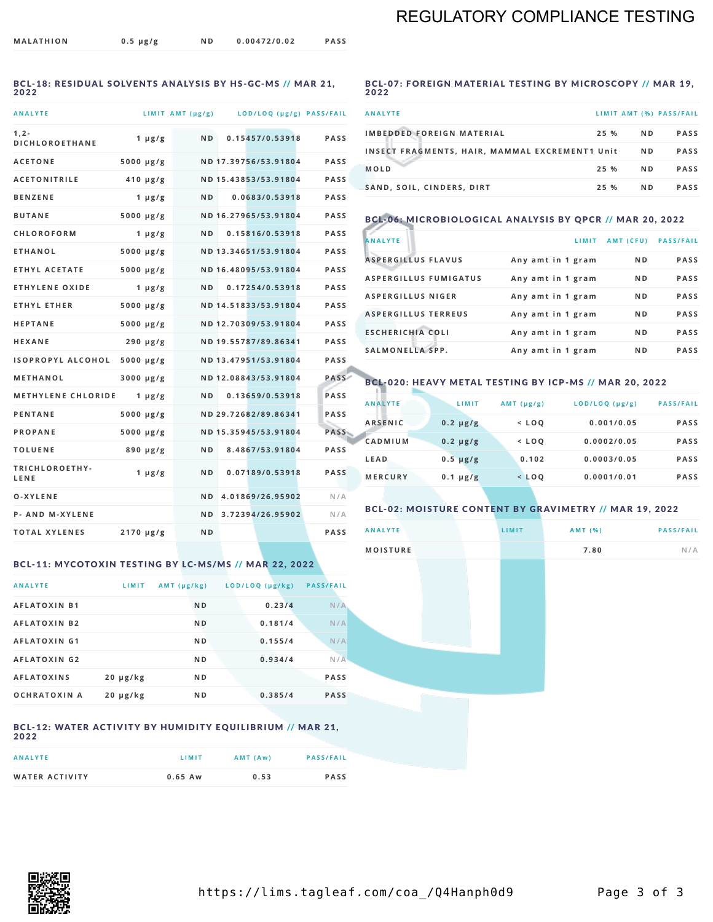# REGULATORY COMPLIANCE TESTING

| | | | | |
|---|---|---|---|---|
| MALATHION | 0.5 µg/g | ND | 0.00472/0.02 | PASS |

## BCL-18: RESIDUAL SOLVENTS ANALYSIS BY HS-GC-MS // MAR 21, 2022

| ANALYTE | LIMIT | AMT (µg/g) | LOD/LOQ (µg/g) | PASS/FAIL |
|---|---|---|---|---|
| 1,2-DICHLOROETHANE | 1 µg/g | ND | 0.15457/0.53918 | PASS |
| ACETONE | 5000 µg/g | ND | 17.39756/53.91804 | PASS |
| ACETONITRILE | 410 µg/g | ND | 15.43853/53.91804 | PASS |
| BENZENE | 1 µg/g | ND | 0.0683/0.53918 | PASS |
| BUTANE | 5000 µg/g | ND | 16.27965/53.91804 | PASS |
| CHLOROFORM | 1 µg/g | ND | 0.15816/0.53918 | PASS |
| ETHANOL | 5000 µg/g | ND | 13.34651/53.91804 | PASS |
| ETHYL ACETATE | 5000 µg/g | ND | 16.48095/53.91804 | PASS |
| ETHYLENE OXIDE | 1 µg/g | ND | 0.17254/0.53918 | PASS |
| ETHYL ETHER | 5000 µg/g | ND | 14.51833/53.91804 | PASS |
| HEPTANE | 5000 µg/g | ND | 12.70309/53.91804 | PASS |
| HEXANE | 290 µg/g | ND | 19.55787/89.86341 | PASS |
| ISOPROPYL ALCOHOL | 5000 µg/g | ND | 13.47951/53.91804 | PASS |
| METHANOL | 3000 µg/g | ND | 12.08843/53.91804 | PASS |
| METHYLENE CHLORIDE | 1 µg/g | ND | 0.13659/0.53918 | PASS |
| PENTANE | 5000 µg/g | ND | 29.72682/89.86341 | PASS |
| PROPANE | 5000 µg/g | ND | 15.35945/53.91804 | PASS |
| TOLUENE | 890 µg/g | ND | 8.4867/53.91804 | PASS |
| TRICHLOROETHYLENE | 1 µg/g | ND | 0.07189/0.53918 | PASS |
| O-XYLENE | | ND | 4.01869/26.95902 | N/A |
| P- AND M-XYLENE | | ND | 3.72394/26.95902 | N/A |
| TOTAL XYLENES | 2170 µg/g | ND | | PASS |

## BCL-11: MYCOTOXIN TESTING BY LC-MS/MS // MAR 22, 2022

| ANALYTE | LIMIT | AMT (µg/kg) | LOD/LOQ (µg/kg) | PASS/FAIL |
|---|---|---|---|---|
| AFLATOXIN B1 | | ND | 0.23/4 | N/A |
| AFLATOXIN B2 | | ND | 0.181/4 | N/A |
| AFLATOXIN G1 | | ND | 0.155/4 | N/A |
| AFLATOXIN G2 | | ND | 0.934/4 | N/A |
| AFLATOXINS | 20 µg/kg | ND | | PASS |
| OCHRATOXIN A | 20 µg/kg | ND | 0.385/4 | PASS |

## BCL-12: WATER ACTIVITY BY HUMIDITY EQUILIBRIUM // MAR 21, 2022

| ANALYTE | LIMIT | AMT (Aw) | PASS/FAIL |
|---|---|---|---|
| WATER ACTIVITY | 0.65 Aw | 0.53 | PASS |

## BCL-07: FOREIGN MATERIAL TESTING BY MICROSCOPY // MAR 19, 2022

| ANALYTE | LIMIT | AMT (%) | PASS/FAIL |
|---|---|---|---|
| IMBEDDED FOREIGN MATERIAL | 25 % | ND | PASS |
| INSECT FRAGMENTS, HAIR, MAMMAL EXCREMENT | 1 Unit | ND | PASS |
| MOLD | 25 % | ND | PASS |
| SAND, SOIL, CINDERS, DIRT | 25 % | ND | PASS |

## BCL-06: MICROBIOLOGICAL ANALYSIS BY QPCR // MAR 20, 2022

| ANALYTE | LIMIT | AMT (CFU) | PASS/FAIL |
|---|---|---|---|
| ASPERGILLUS FLAVUS | Any amt in 1 gram | ND | PASS |
| ASPERGILLUS FUMIGATUS | Any amt in 1 gram | ND | PASS |
| ASPERGILLUS NIGER | Any amt in 1 gram | ND | PASS |
| ASPERGILLUS TERREUS | Any amt in 1 gram | ND | PASS |
| ESCHERICHIA COLI | Any amt in 1 gram | ND | PASS |
| SALMONELLA SPP. | Any amt in 1 gram | ND | PASS |

## BCL-020: HEAVY METAL TESTING BY ICP-MS // MAR 20, 2022

| ANALYTE | LIMIT | AMT (µg/g) | LOD/LOQ (µg/g) | PASS/FAIL |
|---|---|---|---|---|
| ARSENIC | 0.2 µg/g | < LOQ | 0.001/0.05 | PASS |
| CADMIUM | 0.2 µg/g | < LOQ | 0.0002/0.05 | PASS |
| LEAD | 0.5 µg/g | 0.102 | 0.0003/0.05 | PASS |
| MERCURY | 0.1 µg/g | < LOQ | 0.0001/0.01 | PASS |

## BCL-02: MOISTURE CONTENT BY GRAVIMETRY // MAR 19, 2022

| ANALYTE | LIMIT | AMT (%) | PASS/FAIL |
|---|---|---|---|
| MOISTURE | | 7.80 | N/A |

https://lims.tagleaf.com/coa_/Q4Hanph0d9